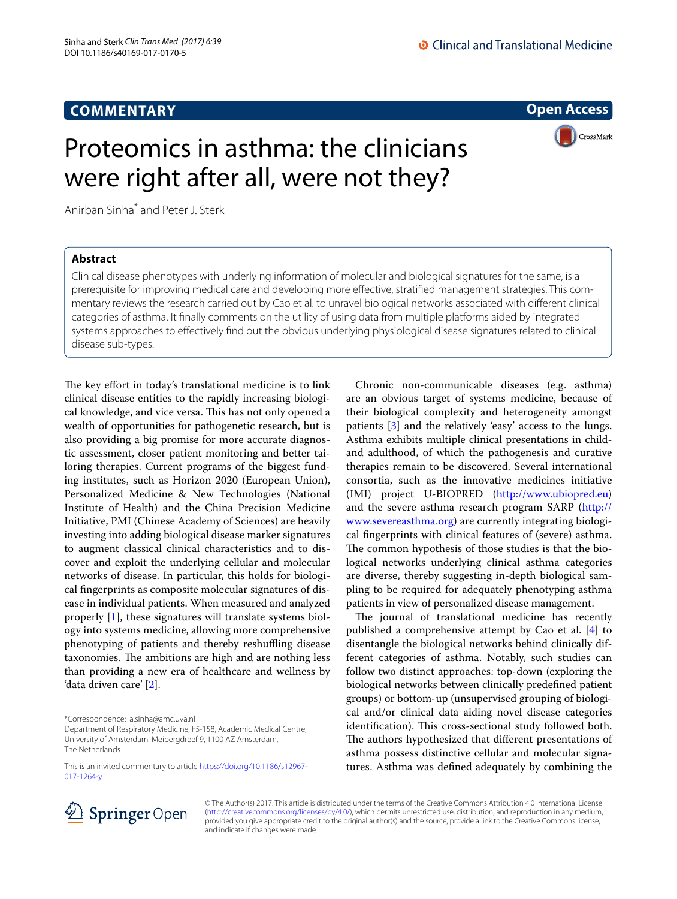COMMENTARY

Open Access

# Proteomics in asthma: the clinicians were right after all, were not they?

Anirban Sinha* and Peter J. Sterk

## Abstract

Clinical disease phenotypes with underlying information of molecular and biological signatures for the same, is a prerequisite for improving medical care and developing more effective, stratified management strategies. This commentary reviews the research carried out by Cao et al. to unravel biological networks associated with different clinical categories of asthma. It finally comments on the utility of using data from multiple platforms aided by integrated systems approaches to effectively find out the obvious underlying physiological disease signatures related to clinical disease sub-types.

The key effort in today's translational medicine is to link clinical disease entities to the rapidly increasing biological knowledge, and vice versa. This has not only opened a wealth of opportunities for pathogenetic research, but is also providing a big promise for more accurate diagnostic assessment, closer patient monitoring and better tailoring therapies. Current programs of the biggest funding institutes, such as Horizon 2020 (European Union), Personalized Medicine & New Technologies (National Institute of Health) and the China Precision Medicine Initiative, PMI (Chinese Academy of Sciences) are heavily investing into adding biological disease marker signatures to augment classical clinical characteristics and to discover and exploit the underlying cellular and molecular networks of disease. In particular, this holds for biological fingerprints as composite molecular signatures of disease in individual patients. When measured and analyzed properly [1], these signatures will translate systems biology into systems medicine, allowing more comprehensive phenotyping of patients and thereby reshuffling disease taxonomies. The ambitions are high and are nothing less than providing a new era of healthcare and wellness by 'data driven care' [2].

Chronic non-communicable diseases (e.g. asthma) are an obvious target of systems medicine, because of their biological complexity and heterogeneity amongst patients [3] and the relatively 'easy' access to the lungs. Asthma exhibits multiple clinical presentations in child- and adulthood, of which the pathogenesis and curative therapies remain to be discovered. Several international consortia, such as the innovative medicines initiative (IMI) project U-BIOPRED (http://www.ubiopred.eu) and the severe asthma research program SARP (http://www.severeasthma.org) are currently integrating biological fingerprints with clinical features of (severe) asthma. The common hypothesis of those studies is that the biological networks underlying clinical asthma categories are diverse, thereby suggesting in-depth biological sampling to be required for adequately phenotyping asthma patients in view of personalized disease management.

The journal of translational medicine has recently published a comprehensive attempt by Cao et al. [4] to disentangle the biological networks behind clinically different categories of asthma. Notably, such studies can follow two distinct approaches: top-down (exploring the biological networks between clinically predefined patient groups) or bottom-up (unsupervised grouping of biological and/or clinical data aiding novel disease categories identification). This cross-sectional study followed both. The authors hypothesized that different presentations of asthma possess distinctive cellular and molecular signatures. Asthma was defined adequately by combining the

*Correspondence: a.sinha@amc.uva.nl
Department of Respiratory Medicine, F5-158, Academic Medical Centre, University of Amsterdam, Meibergdreef 9, 1100 AZ Amsterdam, The Netherlands

This is an invited commentary to article https://doi.org/10.1186/s12967-017-1264-y

© The Author(s) 2017. This article is distributed under the terms of the Creative Commons Attribution 4.0 International License (http://creativecommons.org/licenses/by/4.0/), which permits unrestricted use, distribution, and reproduction in any medium, provided you give appropriate credit to the original author(s) and the source, provide a link to the Creative Commons license, and indicate if changes were made.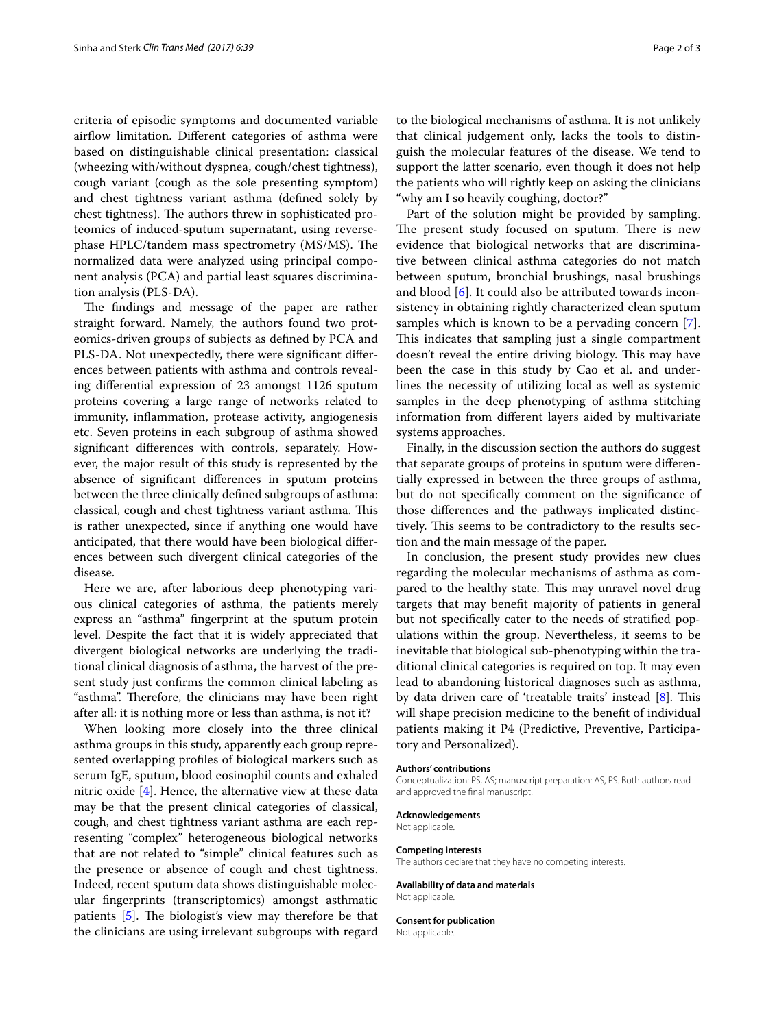criteria of episodic symptoms and documented variable airflow limitation. Different categories of asthma were based on distinguishable clinical presentation: classical (wheezing with/without dyspnea, cough/chest tightness), cough variant (cough as the sole presenting symptom) and chest tightness variant asthma (defined solely by chest tightness). The authors threw in sophisticated proteomics of induced-sputum supernatant, using reverse-phase HPLC/tandem mass spectrometry (MS/MS). The normalized data were analyzed using principal component analysis (PCA) and partial least squares discrimination analysis (PLS-DA).

The findings and message of the paper are rather straight forward. Namely, the authors found two proteomics-driven groups of subjects as defined by PCA and PLS-DA. Not unexpectedly, there were significant differences between patients with asthma and controls revealing differential expression of 23 amongst 1126 sputum proteins covering a large range of networks related to immunity, inflammation, protease activity, angiogenesis etc. Seven proteins in each subgroup of asthma showed significant differences with controls, separately. However, the major result of this study is represented by the absence of significant differences in sputum proteins between the three clinically defined subgroups of asthma: classical, cough and chest tightness variant asthma. This is rather unexpected, since if anything one would have anticipated, that there would have been biological differences between such divergent clinical categories of the disease.

Here we are, after laborious deep phenotyping various clinical categories of asthma, the patients merely express an "asthma" fingerprint at the sputum protein level. Despite the fact that it is widely appreciated that divergent biological networks are underlying the traditional clinical diagnosis of asthma, the harvest of the present study just confirms the common clinical labeling as "asthma". Therefore, the clinicians may have been right after all: it is nothing more or less than asthma, is not it?

When looking more closely into the three clinical asthma groups in this study, apparently each group represented overlapping profiles of biological markers such as serum IgE, sputum, blood eosinophil counts and exhaled nitric oxide [4]. Hence, the alternative view at these data may be that the present clinical categories of classical, cough, and chest tightness variant asthma are each representing "complex" heterogeneous biological networks that are not related to "simple" clinical features such as the presence or absence of cough and chest tightness. Indeed, recent sputum data shows distinguishable molecular fingerprints (transcriptomics) amongst asthmatic patients [5]. The biologist's view may therefore be that the clinicians are using irrelevant subgroups with regard to the biological mechanisms of asthma. It is not unlikely that clinical judgement only, lacks the tools to distinguish the molecular features of the disease. We tend to support the latter scenario, even though it does not help the patients who will rightly keep on asking the clinicians "why am I so heavily coughing, doctor?"

Part of the solution might be provided by sampling. The present study focused on sputum. There is new evidence that biological networks that are discriminative between clinical asthma categories do not match between sputum, bronchial brushings, nasal brushings and blood [6]. It could also be attributed towards inconsistency in obtaining rightly characterized clean sputum samples which is known to be a pervading concern [7]. This indicates that sampling just a single compartment doesn't reveal the entire driving biology. This may have been the case in this study by Cao et al. and underlines the necessity of utilizing local as well as systemic samples in the deep phenotyping of asthma stitching information from different layers aided by multivariate systems approaches.

Finally, in the discussion section the authors do suggest that separate groups of proteins in sputum were differentially expressed in between the three groups of asthma, but do not specifically comment on the significance of those differences and the pathways implicated distinctively. This seems to be contradictory to the results section and the main message of the paper.

In conclusion, the present study provides new clues regarding the molecular mechanisms of asthma as compared to the healthy state. This may unravel novel drug targets that may benefit majority of patients in general but not specifically cater to the needs of stratified populations within the group. Nevertheless, it seems to be inevitable that biological sub-phenotyping within the traditional clinical categories is required on top. It may even lead to abandoning historical diagnoses such as asthma, by data driven care of 'treatable traits' instead [8]. This will shape precision medicine to the benefit of individual patients making it P4 (Predictive, Preventive, Participatory and Personalized).

#### Authors' contributions

Conceptualization: PS, AS; manuscript preparation: AS, PS. Both authors read and approved the final manuscript.

#### Acknowledgements

Not applicable.

#### Competing interests

The authors declare that they have no competing interests.

#### Availability of data and materials

Not applicable.

#### Consent for publication

Not applicable.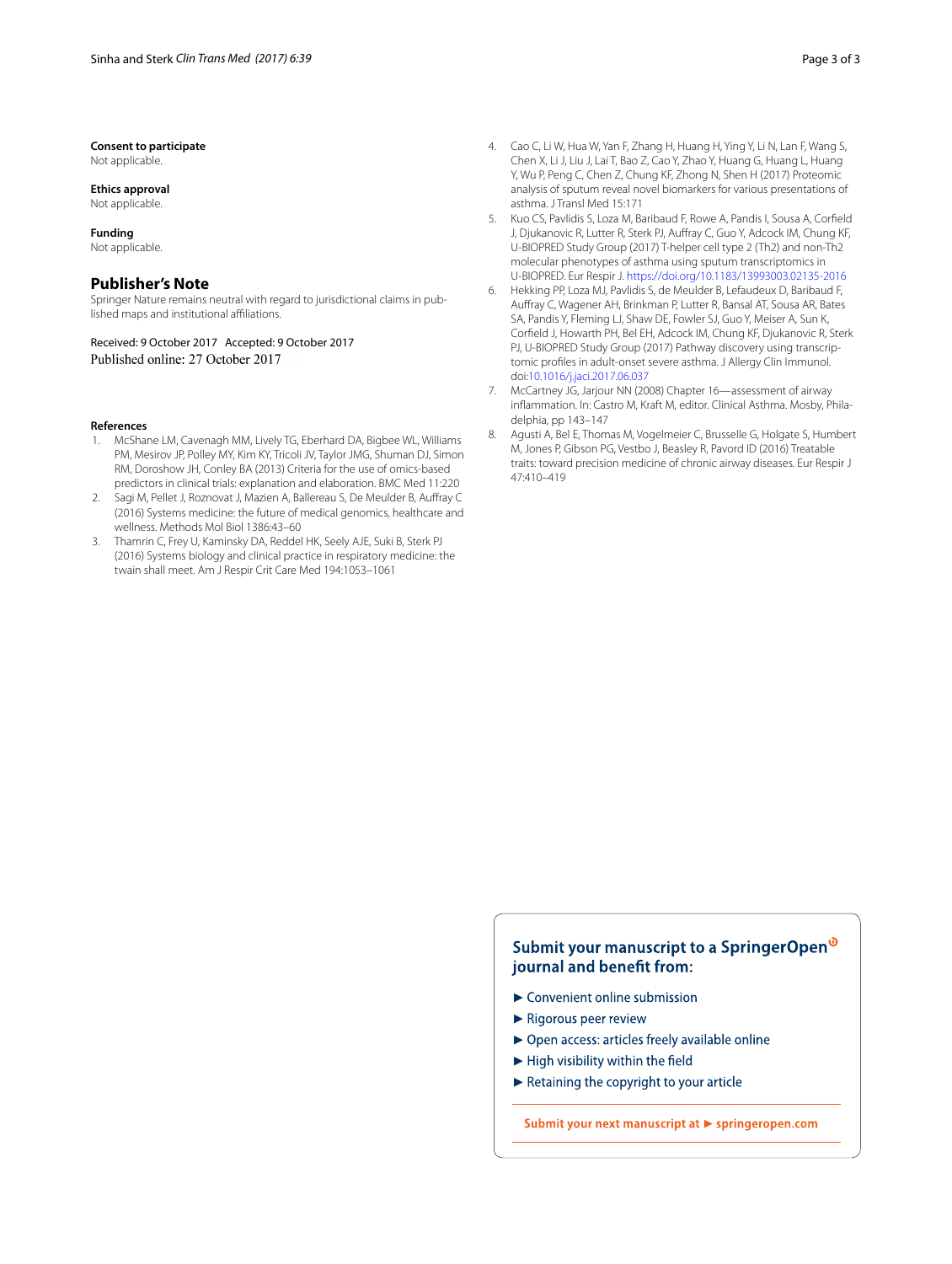**Consent to participate**
Not applicable.

**Ethics approval**
Not applicable.

**Funding**
Not applicable.

## Publisher's Note

Springer Nature remains neutral with regard to jurisdictional claims in published maps and institutional affiliations.

Received: 9 October 2017 Accepted: 9 October 2017
Published online: 27 October 2017

### References

1. McShane LM, Cavenagh MM, Lively TG, Eberhard DA, Bigbee WL, Williams PM, Mesirov JP, Polley MY, Kim KY, Tricoli JV, Taylor JMG, Shuman DJ, Simon RM, Doroshow JH, Conley BA (2013) Criteria for the use of omics-based predictors in clinical trials: explanation and elaboration. BMC Med 11:220
2. Sagi M, Pellet J, Roznovat J, Mazien A, Ballereau S, De Meulder B, Auffray C (2016) Systems medicine: the future of medical genomics, healthcare and wellness. Methods Mol Biol 1386:43–60
3. Thamrin C, Frey U, Kaminsky DA, Reddel HK, Seely AJE, Suki B, Sterk PJ (2016) Systems biology and clinical practice in respiratory medicine: the twain shall meet. Am J Respir Crit Care Med 194:1053–1061
4. Cao C, Li W, Hua W, Yan F, Zhang H, Huang H, Ying Y, Li N, Lan F, Wang S, Chen X, Li J, Liu J, Lai T, Bao Z, Cao Y, Zhao Y, Huang G, Huang L, Huang Y, Wu P, Peng C, Chen Z, Chung KF, Zhong N, Shen H (2017) Proteomic analysis of sputum reveal novel biomarkers for various presentations of asthma. J Transl Med 15:171
5. Kuo CS, Pavlidis S, Loza M, Baribaud F, Rowe A, Pandis I, Sousa A, Corfield J, Djukanovic R, Lutter R, Sterk PJ, Auffray C, Guo Y, Adcock IM, Chung KF, U-BIOPRED Study Group (2017) T-helper cell type 2 (Th2) and non-Th2 molecular phenotypes of asthma using sputum transcriptomics in U-BIOPRED. Eur Respir J. https://doi.org/10.1183/13993003.02135-2016
6. Hekking PP, Loza MJ, Pavlidis S, de Meulder B, Lefaudeux D, Baribaud F, Auffray C, Wagener AH, Brinkman P, Lutter R, Bansal AT, Sousa AR, Bates SA, Pandis Y, Fleming LJ, Shaw DE, Fowler SJ, Guo Y, Meiser A, Sun K, Corfield J, Howarth PH, Bel EH, Adcock IM, Chung KF, Djukanovic R, Sterk PJ, U-BIOPRED Study Group (2017) Pathway discovery using transcriptomic profiles in adult-onset severe asthma. J Allergy Clin Immunol. doi:10.1016/j.jaci.2017.06.037
7. McCartney JG, Jarjour NN (2008) Chapter 16—assessment of airway inflammation. In: Castro M, Kraft M, editor. Clinical Asthma. Mosby, Philadelphia, pp 143–147
8. Agusti A, Bel E, Thomas M, Vogelmeier C, Brusselle G, Holgate S, Humbert M, Jones P, Gibson PG, Vestbo J, Beasley R, Pavord ID (2016) Treatable traits: toward precision medicine of chronic airway diseases. Eur Respir J 47:410–419